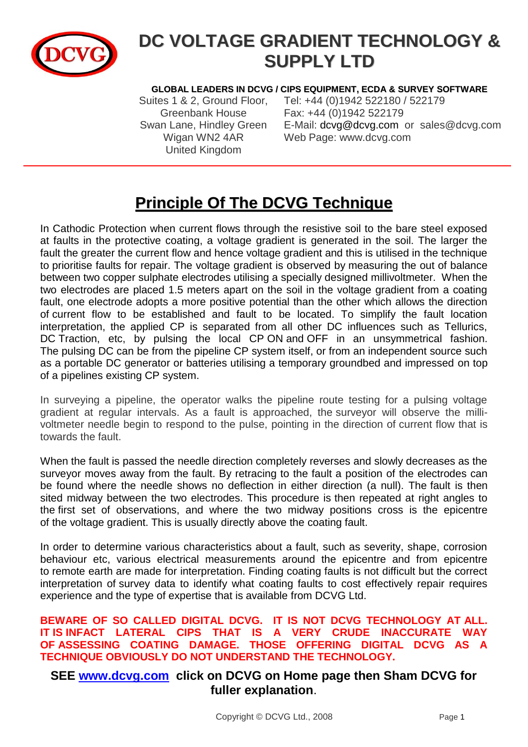# DC VOLTAGE GRADIENT TECHNOLOGY & SUPPLY LTD

**GLOBAL LEADERS IN DCVG / CIPS EQUIPMENT, ECDA & SURVEY SOFTWARE**

Suites 1 & 2, Ground Floor,
Greenbank House
Swan Lane, Hindley Green
Wigan WN2 4AR
United Kingdom

Tel: +44 (0)1942 522180 / 522179
Fax: +44 (0)1942 522179
E-Mail: dcvg@dcvg.com or sales@dcvg.com
Web Page: www.dcvg.com

## Principle Of The DCVG Technique

In Cathodic Protection when current flows through the resistive soil to the bare steel exposed at faults in the protective coating, a voltage gradient is generated in the soil. The larger the fault the greater the current flow and hence voltage gradient and this is utilised in the technique to prioritise faults for repair. The voltage gradient is observed by measuring the out of balance between two copper sulphate electrodes utilising a specially designed millivoltmeter. When the two electrodes are placed 1.5 meters apart on the soil in the voltage gradient from a coating fault, one electrode adopts a more positive potential than the other which allows the direction of current flow to be established and fault to be located. To simplify the fault location interpretation, the applied CP is separated from all other DC influences such as Tellurics, DC Traction, etc, by pulsing the local CP ON and OFF in an unsymmetrical fashion. The pulsing DC can be from the pipeline CP system itself, or from an independent source such as a portable DC generator or batteries utilising a temporary groundbed and impressed on top of a pipelines existing CP system.

In surveying a pipeline, the operator walks the pipeline route testing for a pulsing voltage gradient at regular intervals. As a fault is approached, the surveyor will observe the milli-voltmeter needle begin to respond to the pulse, pointing in the direction of current flow that is towards the fault.

When the fault is passed the needle direction completely reverses and slowly decreases as the surveyor moves away from the fault. By retracing to the fault a position of the electrodes can be found where the needle shows no deflection in either direction (a null). The fault is then sited midway between the two electrodes. This procedure is then repeated at right angles to the first set of observations, and where the two midway positions cross is the epicentre of the voltage gradient. This is usually directly above the coating fault.

In order to determine various characteristics about a fault, such as severity, shape, corrosion behaviour etc, various electrical measurements around the epicentre and from epicentre to remote earth are made for interpretation. Finding coating faults is not difficult but the correct interpretation of survey data to identify what coating faults to cost effectively repair requires experience and the type of expertise that is available from DCVG Ltd.

**BEWARE OF SO CALLED DIGITAL DCVG. IT IS NOT DCVG TECHNOLOGY AT ALL. IT IS INFACT LATERAL CIPS THAT IS A VERY CRUDE INACCURATE WAY OF ASSESSING COATING DAMAGE. THOSE OFFERING DIGITAL DCVG AS A TECHNIQUE OBVIOUSLY DO NOT UNDERSTAND THE TECHNOLOGY.**

**SEE [www.dcvg.com](http://www.dcvg.com) click on DCVG on Home page then Sham DCVG for fuller explanation**.

Copyright © DCVG Ltd., 2008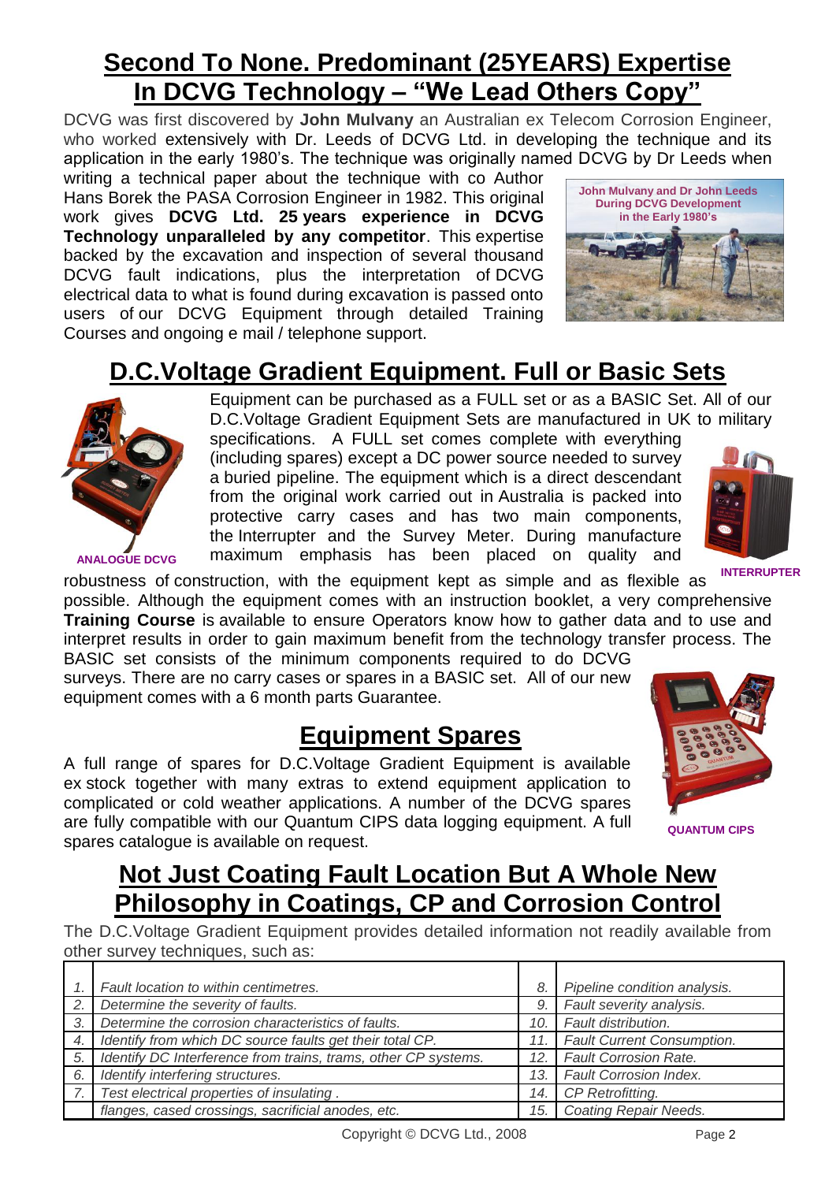## Second To None. Predominant (25YEARS) Expertise In DCVG Technology – "We Lead Others Copy"

DCVG was first discovered by **John Mulvany** an Australian ex Telecom Corrosion Engineer, who worked extensively with Dr. Leeds of DCVG Ltd. in developing the technique and its application in the early 1980's. The technique was originally named DCVG by Dr Leeds when writing a technical paper about the technique with co Author Hans Borek the PASA Corrosion Engineer in 1982. This original work gives **DCVG Ltd. 25 years experience in DCVG Technology unparalleled by any competitor**. This expertise backed by the excavation and inspection of several thousand DCVG fault indications, plus the interpretation of DCVG electrical data to what is found during excavation is passed onto users of our DCVG Equipment through detailed Training Courses and ongoing e mail / telephone support.

John Mulvany and Dr John Leeds During DCVG Development in the Early 1980's

## D.C.Voltage Gradient Equipment. Full or Basic Sets

Equipment can be purchased as a FULL set or as a BASIC Set. All of our D.C.Voltage Gradient Equipment Sets are manufactured in UK to military specifications. A FULL set comes complete with everything (including spares) except a DC power source needed to survey a buried pipeline. The equipment which is a direct descendant from the original work carried out in Australia is packed into protective carry cases and has two main components, the Interrupter and the Survey Meter. During manufacture maximum emphasis has been placed on quality and robustness of construction, with the equipment kept as simple and as flexible as possible. Although the equipment comes with an instruction booklet, a very comprehensive **Training Course** is available to ensure Operators know how to gather data and to use and interpret results in order to gain maximum benefit from the technology transfer process. The BASIC set consists of the minimum components required to do DCVG surveys. There are no carry cases or spares in a BASIC set. All of our new equipment comes with a 6 month parts Guarantee.

ANALOGUE DCVG

INTERRUPTER

## Equipment Spares

A full range of spares for D.C.Voltage Gradient Equipment is available ex stock together with many extras to extend equipment application to complicated or cold weather applications. A number of the DCVG spares are fully compatible with our Quantum CIPS data logging equipment. A full spares catalogue is available on request.

QUANTUM CIPS

## Not Just Coating Fault Location But A Whole New Philosophy in Coatings, CP and Corrosion Control

The D.C.Voltage Gradient Equipment provides detailed information not readily available from other survey techniques, such as:

| | | | |
|---|---|---|---|
| *1.* | *Fault location to within centimetres.* | *8.* | *Pipeline condition analysis.* |
| *2.* | *Determine the severity of faults.* | *9.* | *Fault severity analysis.* |
| *3.* | *Determine the corrosion characteristics of faults.* | *10.* | *Fault distribution.* |
| *4.* | *Identify from which DC source faults get their total CP.* | *11.* | *Fault Current Consumption.* |
| *5.* | *Identify DC Interference from trains, trams, other CP systems.* | *12.* | *Fault Corrosion Rate.* |
| *6.* | *Identify interfering structures.* | *13.* | *Fault Corrosion Index.* |
| *7.* | *Test electrical properties of insulating .* | *14.* | *CP Retrofitting.* |
| | *flanges, cased crossings, sacrificial anodes, etc.* | *15.* | *Coating Repair Needs.* |

Copyright © DCVG Ltd., 2008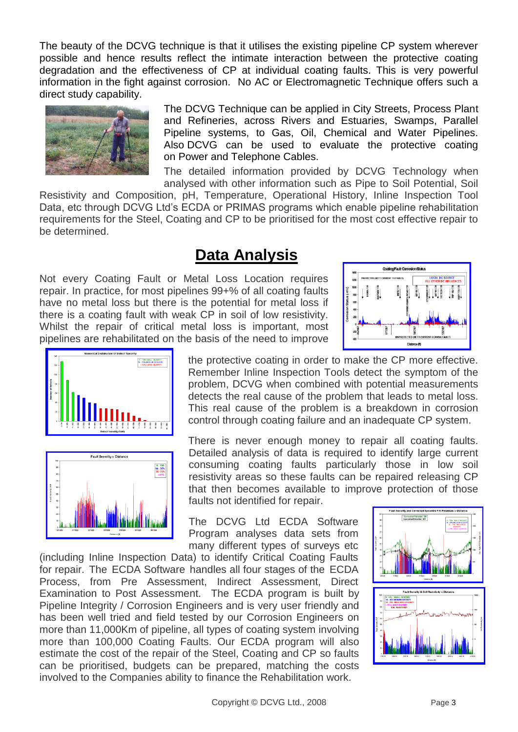The beauty of the DCVG technique is that it utilises the existing pipeline CP system wherever possible and hence results reflect the intimate interaction between the protective coating degradation and the effectiveness of CP at individual coating faults. This is very powerful information in the fight against corrosion. No AC or Electromagnetic Technique offers such a direct study capability.

The DCVG Technique can be applied in City Streets, Process Plant and Refineries, across Rivers and Estuaries, Swamps, Parallel Pipeline systems, to Gas, Oil, Chemical and Water Pipelines. Also DCVG can be used to evaluate the protective coating on Power and Telephone Cables.

The detailed information provided by DCVG Technology when analysed with other information such as Pipe to Soil Potential, Soil Resistivity and Composition, pH, Temperature, Operational History, Inline Inspection Tool Data, etc through DCVG Ltd's ECDA or PRIMAS programs which enable pipeline rehabilitation requirements for the Steel, Coating and CP to be prioritised for the most cost effective repair to be determined.

## Data Analysis

Not every Coating Fault or Metal Loss Location requires repair. In practice, for most pipelines 99+% of all coating faults have no metal loss but there is the potential for metal loss if there is a coating fault with weak CP in soil of low resistivity. Whilst the repair of critical metal loss is important, most pipelines are rehabilitated on the basis of the need to improve the protective coating in order to make the CP more effective. Remember Inline Inspection Tools detect the symptom of the problem, DCVG when combined with potential measurements detects the real cause of the problem that leads to metal loss. This real cause of the problem is a breakdown in corrosion control through coating failure and an inadequate CP system.

There is never enough money to repair all coating faults. Detailed analysis of data is required to identify large current consuming coating faults particularly those in low soil resistivity areas so these faults can be repaired releasing CP that then becomes available to improve protection of those faults not identified for repair.

The DCVG Ltd ECDA Software Program analyses data sets from many different types of surveys etc (including Inline Inspection Data) to identify Critical Coating Faults for repair. The ECDA Software handles all four stages of the ECDA Process, from Pre Assessment, Indirect Assessment, Direct Examination to Post Assessment. The ECDA program is built by Pipeline Integrity / Corrosion Engineers and is very user friendly and has been well tried and field tested by our Corrosion Engineers on more than 11,000Km of pipeline, all types of coating system involving more than 100,000 Coating Faults. Our ECDA program will also estimate the cost of the repair of the Steel, Coating and CP so faults can be prioritised, budgets can be prepared, matching the costs involved to the Companies ability to finance the Rehabilitation work.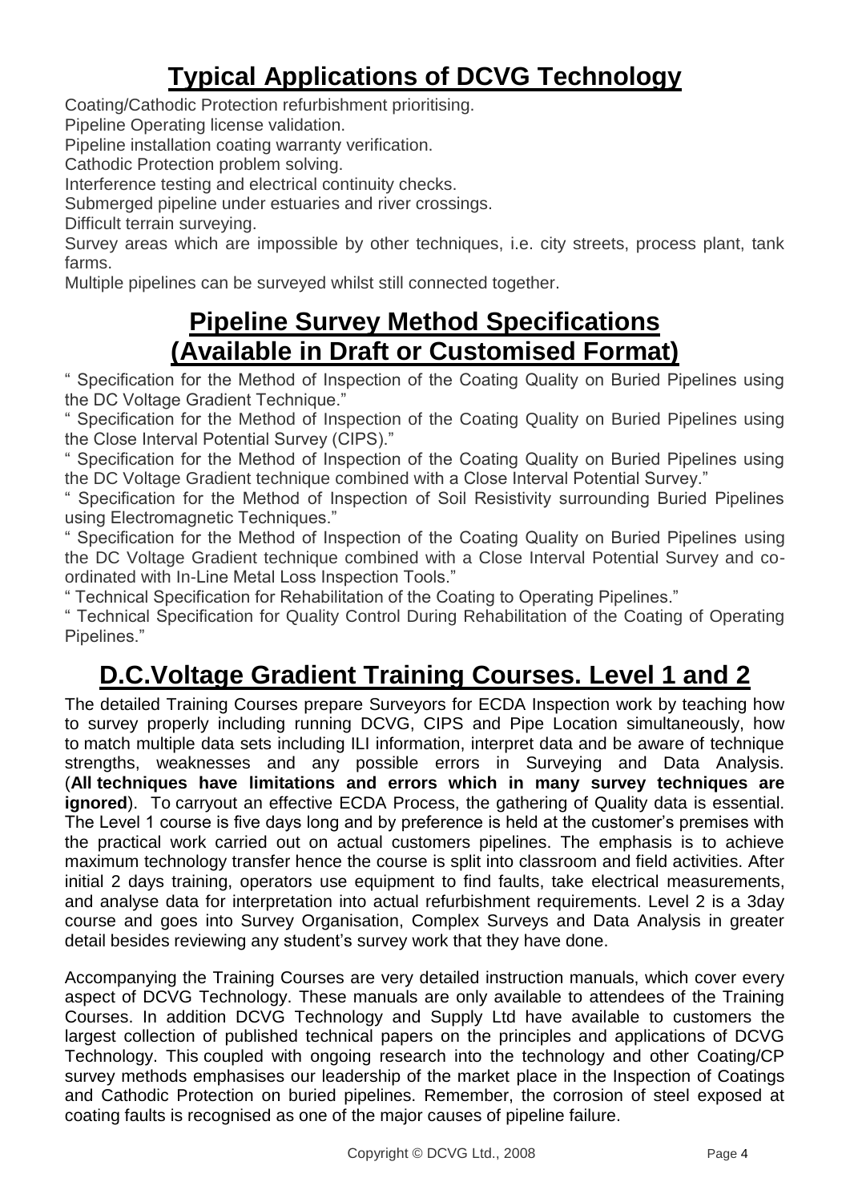## Typical Applications of DCVG Technology

Coating/Cathodic Protection refurbishment prioritising.
Pipeline Operating license validation.
Pipeline installation coating warranty verification.
Cathodic Protection problem solving.
Interference testing and electrical continuity checks.
Submerged pipeline under estuaries and river crossings.
Difficult terrain surveying.
Survey areas which are impossible by other techniques, i.e. city streets, process plant, tank farms.
Multiple pipelines can be surveyed whilst still connected together.

## Pipeline Survey Method Specifications (Available in Draft or Customised Format)

" Specification for the Method of Inspection of the Coating Quality on Buried Pipelines using the DC Voltage Gradient Technique."
" Specification for the Method of Inspection of the Coating Quality on Buried Pipelines using the Close Interval Potential Survey (CIPS)."
" Specification for the Method of Inspection of the Coating Quality on Buried Pipelines using the DC Voltage Gradient technique combined with a Close Interval Potential Survey."
" Specification for the Method of Inspection of Soil Resistivity surrounding Buried Pipelines using Electromagnetic Techniques."
" Specification for the Method of Inspection of the Coating Quality on Buried Pipelines using the DC Voltage Gradient technique combined with a Close Interval Potential Survey and co-ordinated with In-Line Metal Loss Inspection Tools."
" Technical Specification for Rehabilitation of the Coating to Operating Pipelines."
" Technical Specification for Quality Control During Rehabilitation of the Coating of Operating Pipelines."

## D.C.Voltage Gradient Training Courses. Level 1 and 2

The detailed Training Courses prepare Surveyors for ECDA Inspection work by teaching how to survey properly including running DCVG, CIPS and Pipe Location simultaneously, how to match multiple data sets including ILI information, interpret data and be aware of technique strengths, weaknesses and any possible errors in Surveying and Data Analysis. (**All techniques have limitations and errors which in many survey techniques are ignored**). To carryout an effective ECDA Process, the gathering of Quality data is essential. The Level 1 course is five days long and by preference is held at the customer's premises with the practical work carried out on actual customers pipelines. The emphasis is to achieve maximum technology transfer hence the course is split into classroom and field activities. After initial 2 days training, operators use equipment to find faults, take electrical measurements, and analyse data for interpretation into actual refurbishment requirements. Level 2 is a 3day course and goes into Survey Organisation, Complex Surveys and Data Analysis in greater detail besides reviewing any student's survey work that they have done.

Accompanying the Training Courses are very detailed instruction manuals, which cover every aspect of DCVG Technology. These manuals are only available to attendees of the Training Courses. In addition DCVG Technology and Supply Ltd have available to customers the largest collection of published technical papers on the principles and applications of DCVG Technology. This coupled with ongoing research into the technology and other Coating/CP survey methods emphasises our leadership of the market place in the Inspection of Coatings and Cathodic Protection on buried pipelines. Remember, the corrosion of steel exposed at coating faults is recognised as one of the major causes of pipeline failure.

Copyright © DCVG Ltd., 2008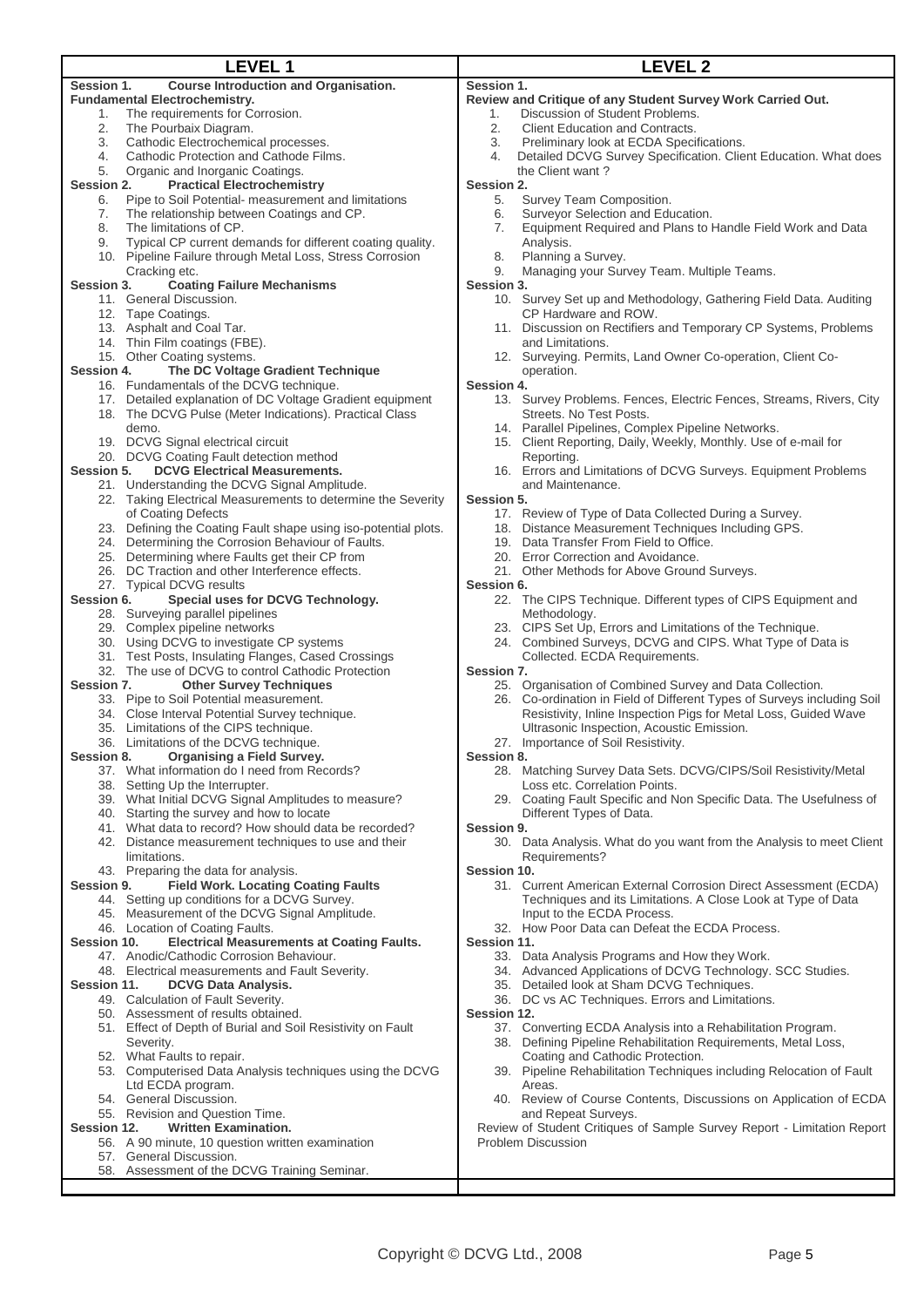## LEVEL 1

**Session 1. Course Introduction and Organisation.**
**Fundamental Electrochemistry.**

1. The requirements for Corrosion.
2. The Pourbaix Diagram.
3. Cathodic Electrochemical processes.
4. Cathodic Protection and Cathode Films.
5. Organic and Inorganic Coatings.

**Session 2. Practical Electrochemistry**

6. Pipe to Soil Potential- measurement and limitations
7. The relationship between Coatings and CP.
8. The limitations of CP.
9. Typical CP current demands for different coating quality.
10. Pipeline Failure through Metal Loss, Stress Corrosion Cracking etc.

**Session 3. Coating Failure Mechanisms**

11. General Discussion.
12. Tape Coatings.
13. Asphalt and Coal Tar.
14. Thin Film coatings (FBE).
15. Other Coating systems.

**Session 4. The DC Voltage Gradient Technique**

16. Fundamentals of the DCVG technique.
17. Detailed explanation of DC Voltage Gradient equipment
18. The DCVG Pulse (Meter Indications). Practical Class demo.
19. DCVG Signal electrical circuit
20. DCVG Coating Fault detection method

**Session 5. DCVG Electrical Measurements.**

21. Understanding the DCVG Signal Amplitude.
22. Taking Electrical Measurements to determine the Severity of Coating Defects
23. Defining the Coating Fault shape using iso-potential plots.
24. Determining the Corrosion Behaviour of Faults.
25. Determining where Faults get their CP from
26. DC Traction and other Interference effects.
27. Typical DCVG results

**Session 6. Special uses for DCVG Technology.**

28. Surveying parallel pipelines
29. Complex pipeline networks
30. Using DCVG to investigate CP systems
31. Test Posts, Insulating Flanges, Cased Crossings
32. The use of DCVG to control Cathodic Protection

**Session 7. Other Survey Techniques**

33. Pipe to Soil Potential measurement.
34. Close Interval Potential Survey technique.
35. Limitations of the CIPS technique.
36. Limitations of the DCVG technique.

**Session 8. Organising a Field Survey.**

37. What information do I need from Records?
38. Setting Up the Interrupter.
39. What Initial DCVG Signal Amplitudes to measure?
40. Starting the survey and how to locate
41. What data to record? How should data be recorded?
42. Distance measurement techniques to use and their limitations.
43. Preparing the data for analysis.

**Session 9. Field Work. Locating Coating Faults**

44. Setting up conditions for a DCVG Survey.
45. Measurement of the DCVG Signal Amplitude.
46. Location of Coating Faults.

**Session 10. Electrical Measurements at Coating Faults.**

47. Anodic/Cathodic Corrosion Behaviour.
48. Electrical measurements and Fault Severity.

**Session 11. DCVG Data Analysis.**

49. Calculation of Fault Severity.
50. Assessment of results obtained.
51. Effect of Depth of Burial and Soil Resistivity on Fault Severity.
52. What Faults to repair.
53. Computerised Data Analysis techniques using the DCVG Ltd ECDA program.
54. General Discussion.
55. Revision and Question Time.

**Session 12. Written Examination.**

56. A 90 minute, 10 question written examination
57. General Discussion.
58. Assessment of the DCVG Training Seminar.

## LEVEL 2

**Session 1.**
**Review and Critique of any Student Survey Work Carried Out.**

1. Discussion of Student Problems.
2. Client Education and Contracts.
3. Preliminary look at ECDA Specifications.
4. Detailed DCVG Survey Specification. Client Education. What does the Client want ?

**Session 2.**

5. Survey Team Composition.
6. Surveyor Selection and Education.
7. Equipment Required and Plans to Handle Field Work and Data Analysis.
8. Planning a Survey.
9. Managing your Survey Team. Multiple Teams.

**Session 3.**

10. Survey Set up and Methodology, Gathering Field Data. Auditing CP Hardware and ROW.
11. Discussion on Rectifiers and Temporary CP Systems, Problems and Limitations.
12. Surveying. Permits, Land Owner Co-operation, Client Co-operation.

**Session 4.**

13. Survey Problems. Fences, Electric Fences, Streams, Rivers, City Streets. No Test Posts.
14. Parallel Pipelines, Complex Pipeline Networks.
15. Client Reporting, Daily, Weekly, Monthly. Use of e-mail for Reporting.
16. Errors and Limitations of DCVG Surveys. Equipment Problems and Maintenance.

**Session 5.**

17. Review of Type of Data Collected During a Survey.
18. Distance Measurement Techniques Including GPS.
19. Data Transfer From Field to Office.
20. Error Correction and Avoidance.
21. Other Methods for Above Ground Surveys.

**Session 6.**

22. The CIPS Technique. Different types of CIPS Equipment and Methodology.
23. CIPS Set Up, Errors and Limitations of the Technique.
24. Combined Surveys, DCVG and CIPS. What Type of Data is Collected. ECDA Requirements.

**Session 7.**

25. Organisation of Combined Survey and Data Collection.
26. Co-ordination in Field of Different Types of Surveys including Soil Resistivity, Inline Inspection Pigs for Metal Loss, Guided Wave Ultrasonic Inspection, Acoustic Emission.
27. Importance of Soil Resistivity.

**Session 8.**

28. Matching Survey Data Sets. DCVG/CIPS/Soil Resistivity/Metal Loss etc. Correlation Points.
29. Coating Fault Specific and Non Specific Data. The Usefulness of Different Types of Data.

**Session 9.**

30. Data Analysis. What do you want from the Analysis to meet Client Requirements?

**Session 10.**

31. Current American External Corrosion Direct Assessment (ECDA) Techniques and its Limitations. A Close Look at Type of Data Input to the ECDA Process.
32. How Poor Data can Defeat the ECDA Process.

**Session 11.**

33. Data Analysis Programs and How they Work.
34. Advanced Applications of DCVG Technology. SCC Studies.
35. Detailed look at Sham DCVG Techniques.
36. DC vs AC Techniques. Errors and Limitations.

**Session 12.**

37. Converting ECDA Analysis into a Rehabilitation Program.
38. Defining Pipeline Rehabilitation Requirements, Metal Loss, Coating and Cathodic Protection.
39. Pipeline Rehabilitation Techniques including Relocation of Fault Areas.
40. Review of Course Contents, Discussions on Application of ECDA and Repeat Surveys.

Review of Student Critiques of Sample Survey Report - Limitation Report Problem Discussion

Copyright © DCVG Ltd., 2008